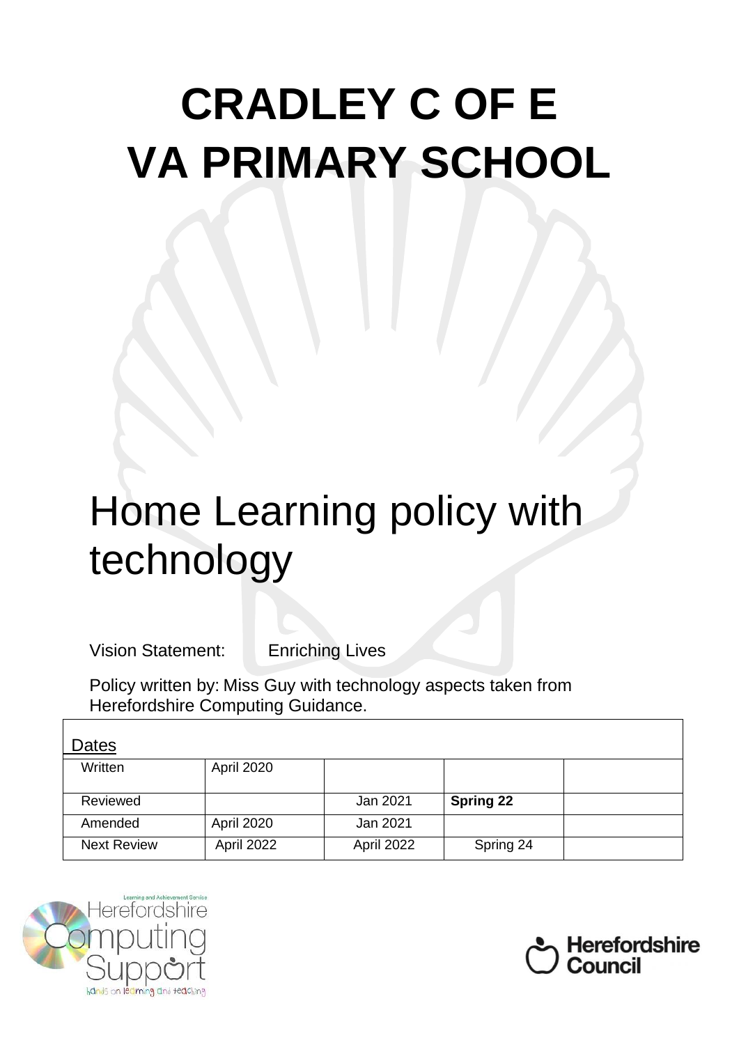# CRADLEY C OF E VA PRIMARY SCHOOL

# Home Learning policy with technology

Vision Statement: Enriching Lives

Policy written by: Miss Guy with technology aspects taken from Herefordshire Computing Guidance.

| Dates | | | | |
|---|---|---|---|---|
| Written | April 2020 | | | |
| Reviewed | | Jan 2021 | **Spring 22** | |
| Amended | April 2020 | Jan 2021 | | |
| Next Review | April 2022 | April 2022 | Spring 24 | |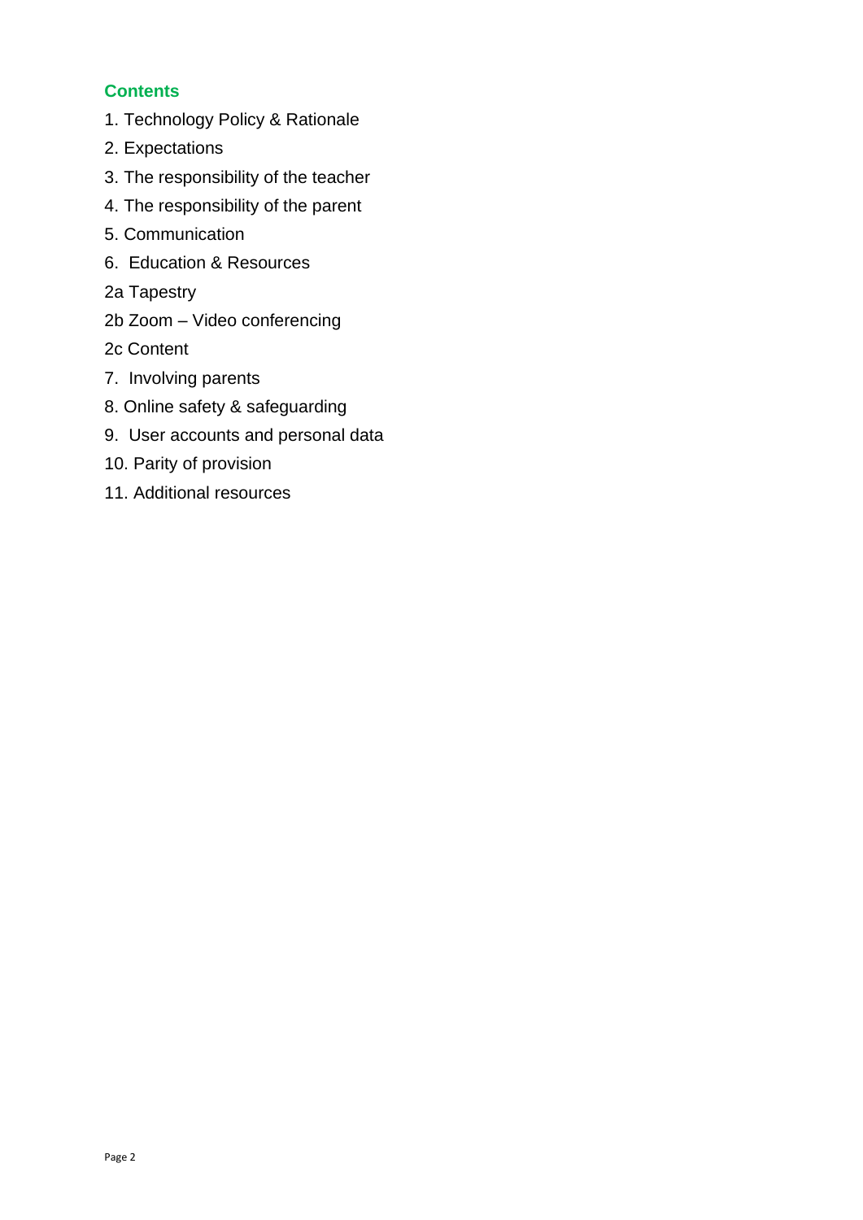## Contents

1. Technology Policy & Rationale
2. Expectations
3. The responsibility of the teacher
4. The responsibility of the parent
5. Communication
6. Education & Resources

2a Tapestry

2b Zoom – Video conferencing

2c Content

7. Involving parents
8. Online safety & safeguarding
9. User accounts and personal data
10. Parity of provision
11. Additional resources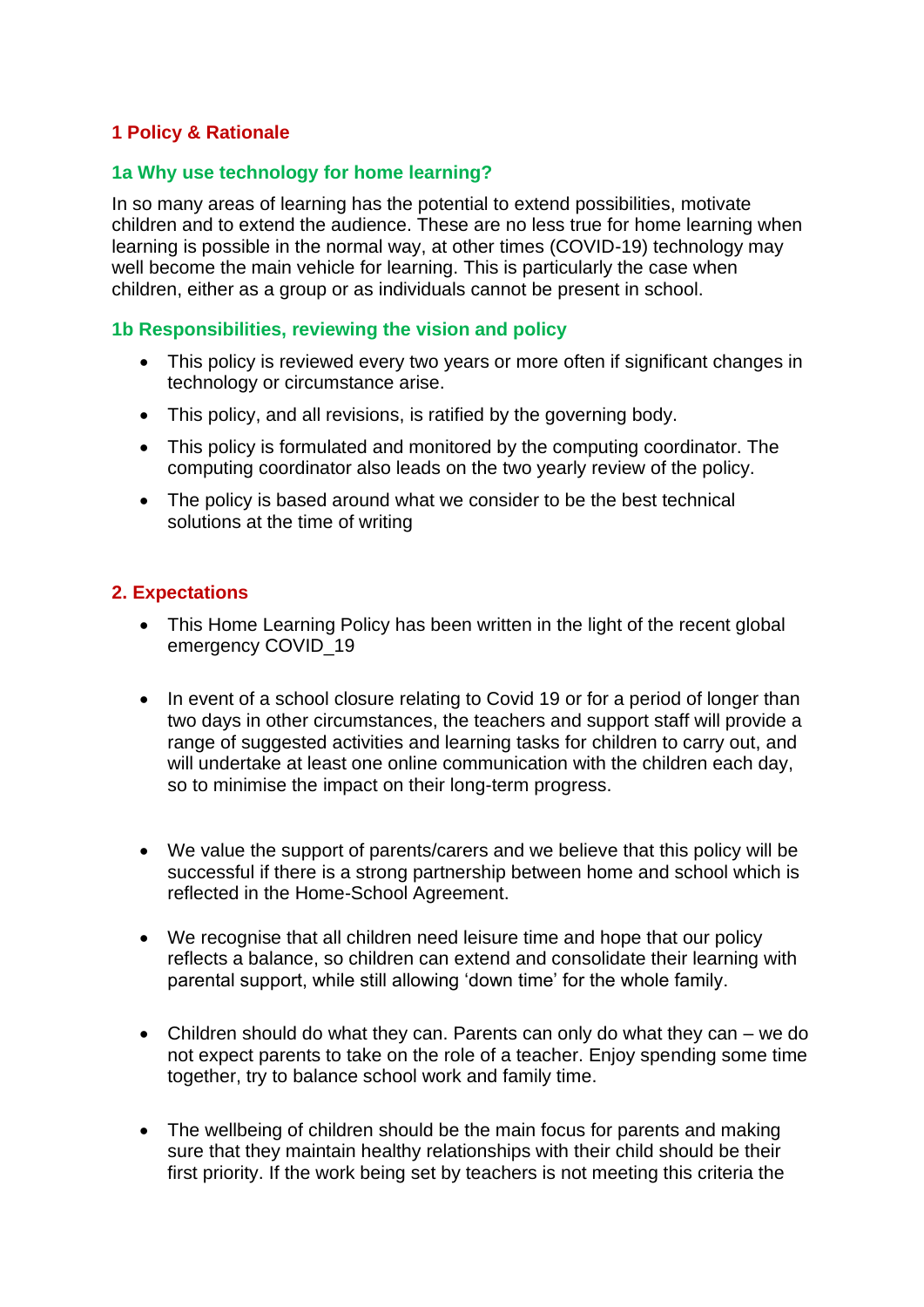## 1 Policy & Rationale

### 1a Why use technology for home learning?

In so many areas of learning has the potential to extend possibilities, motivate children and to extend the audience. These are no less true for home learning when learning is possible in the normal way, at other times (COVID-19) technology may well become the main vehicle for learning. This is particularly the case when children, either as a group or as individuals cannot be present in school.

### 1b Responsibilities, reviewing the vision and policy

- This policy is reviewed every two years or more often if significant changes in technology or circumstance arise.
- This policy, and all revisions, is ratified by the governing body.
- This policy is formulated and monitored by the computing coordinator. The computing coordinator also leads on the two yearly review of the policy.
- The policy is based around what we consider to be the best technical solutions at the time of writing

## 2. Expectations

- This Home Learning Policy has been written in the light of the recent global emergency COVID_19
- In event of a school closure relating to Covid 19 or for a period of longer than two days in other circumstances, the teachers and support staff will provide a range of suggested activities and learning tasks for children to carry out, and will undertake at least one online communication with the children each day, so to minimise the impact on their long-term progress.
- We value the support of parents/carers and we believe that this policy will be successful if there is a strong partnership between home and school which is reflected in the Home-School Agreement.
- We recognise that all children need leisure time and hope that our policy reflects a balance, so children can extend and consolidate their learning with parental support, while still allowing 'down time' for the whole family.
- Children should do what they can. Parents can only do what they can – we do not expect parents to take on the role of a teacher. Enjoy spending some time together, try to balance school work and family time.
- The wellbeing of children should be the main focus for parents and making sure that they maintain healthy relationships with their child should be their first priority. If the work being set by teachers is not meeting this criteria the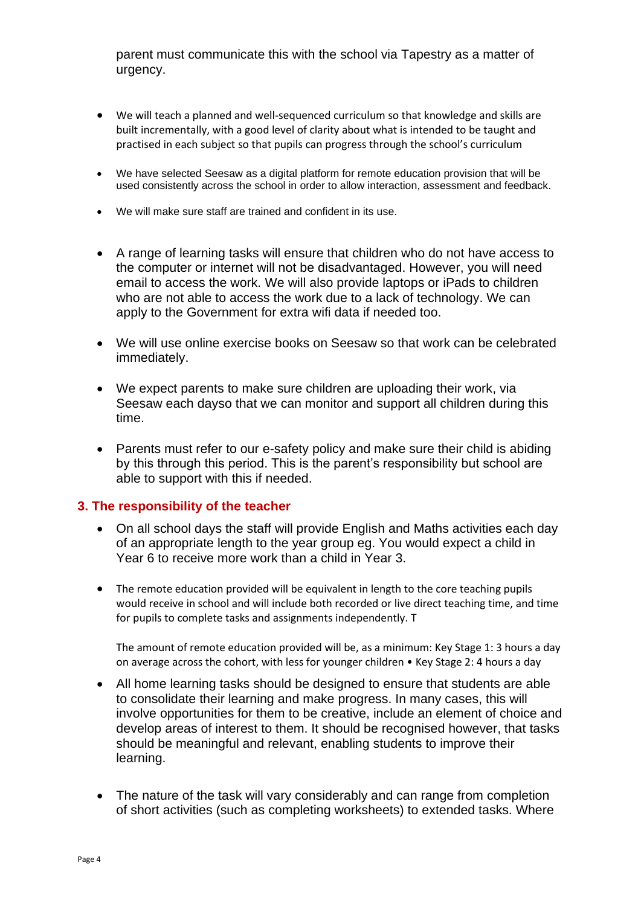parent must communicate this with the school via Tapestry as a matter of urgency.

- We will teach a planned and well-sequenced curriculum so that knowledge and skills are built incrementally, with a good level of clarity about what is intended to be taught and practised in each subject so that pupils can progress through the school's curriculum
- We have selected Seesaw as a digital platform for remote education provision that will be used consistently across the school in order to allow interaction, assessment and feedback.
- We will make sure staff are trained and confident in its use.
- A range of learning tasks will ensure that children who do not have access to the computer or internet will not be disadvantaged. However, you will need email to access the work. We will also provide laptops or iPads to children who are not able to access the work due to a lack of technology. We can apply to the Government for extra wifi data if needed too.
- We will use online exercise books on Seesaw so that work can be celebrated immediately.
- We expect parents to make sure children are uploading their work, via Seesaw each dayso that we can monitor and support all children during this time.
- Parents must refer to our e-safety policy and make sure their child is abiding by this through this period. This is the parent's responsibility but school are able to support with this if needed.

### 3. The responsibility of the teacher

- On all school days the staff will provide English and Maths activities each day of an appropriate length to the year group eg. You would expect a child in Year 6 to receive more work than a child in Year 3.
- The remote education provided will be equivalent in length to the core teaching pupils would receive in school and will include both recorded or live direct teaching time, and time for pupils to complete tasks and assignments independently. T

  The amount of remote education provided will be, as a minimum: Key Stage 1: 3 hours a day on average across the cohort, with less for younger children • Key Stage 2: 4 hours a day
- All home learning tasks should be designed to ensure that students are able to consolidate their learning and make progress. In many cases, this will involve opportunities for them to be creative, include an element of choice and develop areas of interest to them. It should be recognised however, that tasks should be meaningful and relevant, enabling students to improve their learning.
- The nature of the task will vary considerably and can range from completion of short activities (such as completing worksheets) to extended tasks. Where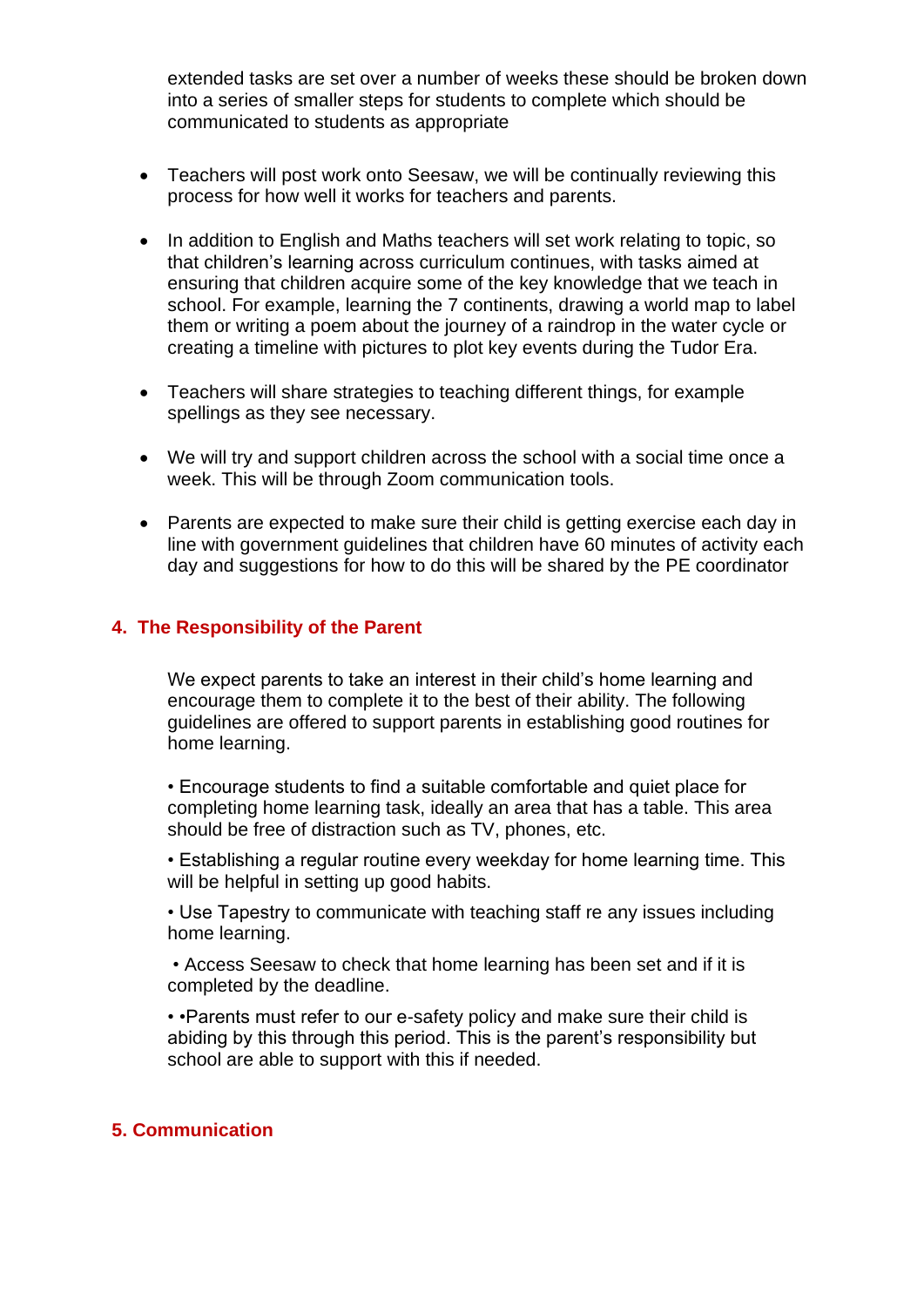extended tasks are set over a number of weeks these should be broken down into a series of smaller steps for students to complete which should be communicated to students as appropriate

- Teachers will post work onto Seesaw, we will be continually reviewing this process for how well it works for teachers and parents.

- In addition to English and Maths teachers will set work relating to topic, so that children's learning across curriculum continues, with tasks aimed at ensuring that children acquire some of the key knowledge that we teach in school. For example, learning the 7 continents, drawing a world map to label them or writing a poem about the journey of a raindrop in the water cycle or creating a timeline with pictures to plot key events during the Tudor Era.

- Teachers will share strategies to teaching different things, for example spellings as they see necessary.

- We will try and support children across the school with a social time once a week. This will be through Zoom communication tools.

- Parents are expected to make sure their child is getting exercise each day in line with government guidelines that children have 60 minutes of activity each day and suggestions for how to do this will be shared by the PE coordinator

## 4. The Responsibility of the Parent

We expect parents to take an interest in their child's home learning and encourage them to complete it to the best of their ability. The following guidelines are offered to support parents in establishing good routines for home learning.

• Encourage students to find a suitable comfortable and quiet place for completing home learning task, ideally an area that has a table. This area should be free of distraction such as TV, phones, etc.

• Establishing a regular routine every weekday for home learning time. This will be helpful in setting up good habits.

• Use Tapestry to communicate with teaching staff re any issues including home learning.

• Access Seesaw to check that home learning has been set and if it is completed by the deadline.

• •Parents must refer to our e-safety policy and make sure their child is abiding by this through this period. This is the parent's responsibility but school are able to support with this if needed.

## 5. Communication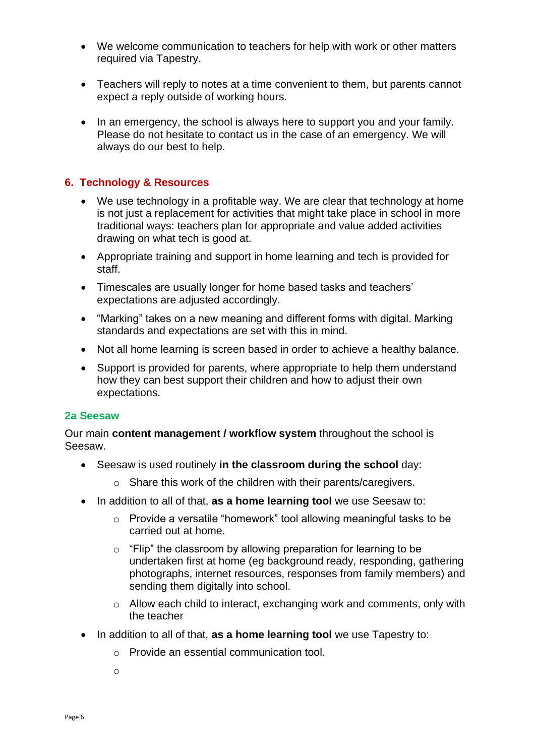- We welcome communication to teachers for help with work or other matters required via Tapestry.

- Teachers will reply to notes at a time convenient to them, but parents cannot expect a reply outside of working hours.

- In an emergency, the school is always here to support you and your family. Please do not hesitate to contact us in the case of an emergency. We will always do our best to help.

## 6. Technology & Resources

- We use technology in a profitable way. We are clear that technology at home is not just a replacement for activities that might take place in school in more traditional ways: teachers plan for appropriate and value added activities drawing on what tech is good at.

- Appropriate training and support in home learning and tech is provided for staff.

- Timescales are usually longer for home based tasks and teachers' expectations are adjusted accordingly.

- "Marking" takes on a new meaning and different forms with digital. Marking standards and expectations are set with this in mind.

- Not all home learning is screen based in order to achieve a healthy balance.

- Support is provided for parents, where appropriate to help them understand how they can best support their children and how to adjust their own expectations.

### 2a Seesaw

Our main **content management / workflow system** throughout the school is Seesaw.

- Seesaw is used routinely **in the classroom during the school** day:
  - Share this work of the children with their parents/caregivers.
- In addition to all of that, **as a home learning tool** we use Seesaw to:
  - Provide a versatile "homework" tool allowing meaningful tasks to be carried out at home.
  - "Flip" the classroom by allowing preparation for learning to be undertaken first at home (eg background ready, responding, gathering photographs, internet resources, responses from family members) and sending them digitally into school.
  - Allow each child to interact, exchanging work and comments, only with the teacher
- In addition to all of that, **as a home learning tool** we use Tapestry to:
  - Provide an essential communication tool.
  -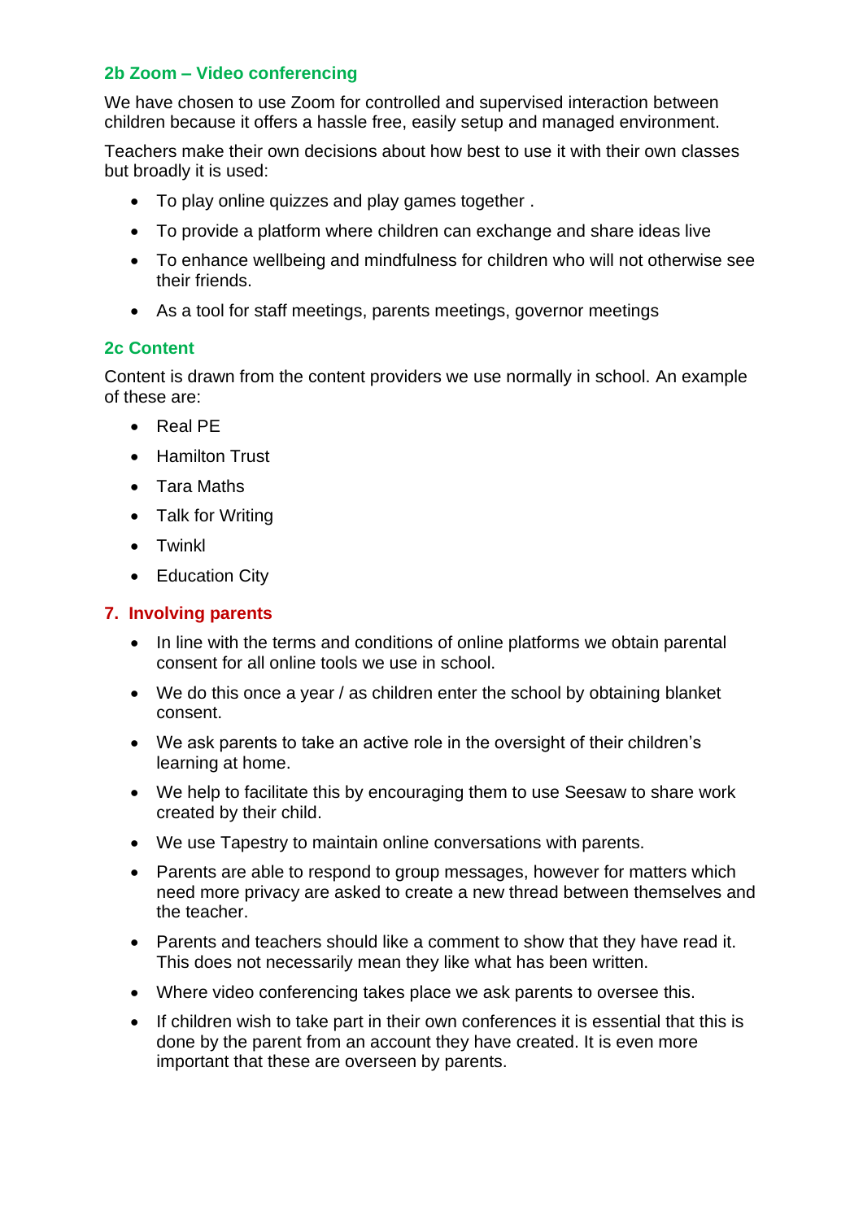### 2b Zoom – Video conferencing

We have chosen to use Zoom for controlled and supervised interaction between children because it offers a hassle free, easily setup and managed environment.

Teachers make their own decisions about how best to use it with their own classes but broadly it is used:

- To play online quizzes and play games together .
- To provide a platform where children can exchange and share ideas live
- To enhance wellbeing and mindfulness for children who will not otherwise see their friends.
- As a tool for staff meetings, parents meetings, governor meetings

### 2c Content

Content is drawn from the content providers we use normally in school. An example of these are:

- Real PE
- Hamilton Trust
- Tara Maths
- Talk for Writing
- Twinkl
- Education City

## 7. Involving parents

- In line with the terms and conditions of online platforms we obtain parental consent for all online tools we use in school.
- We do this once a year / as children enter the school by obtaining blanket consent.
- We ask parents to take an active role in the oversight of their children's learning at home.
- We help to facilitate this by encouraging them to use Seesaw to share work created by their child.
- We use Tapestry to maintain online conversations with parents.
- Parents are able to respond to group messages, however for matters which need more privacy are asked to create a new thread between themselves and the teacher.
- Parents and teachers should like a comment to show that they have read it. This does not necessarily mean they like what has been written.
- Where video conferencing takes place we ask parents to oversee this.
- If children wish to take part in their own conferences it is essential that this is done by the parent from an account they have created. It is even more important that these are overseen by parents.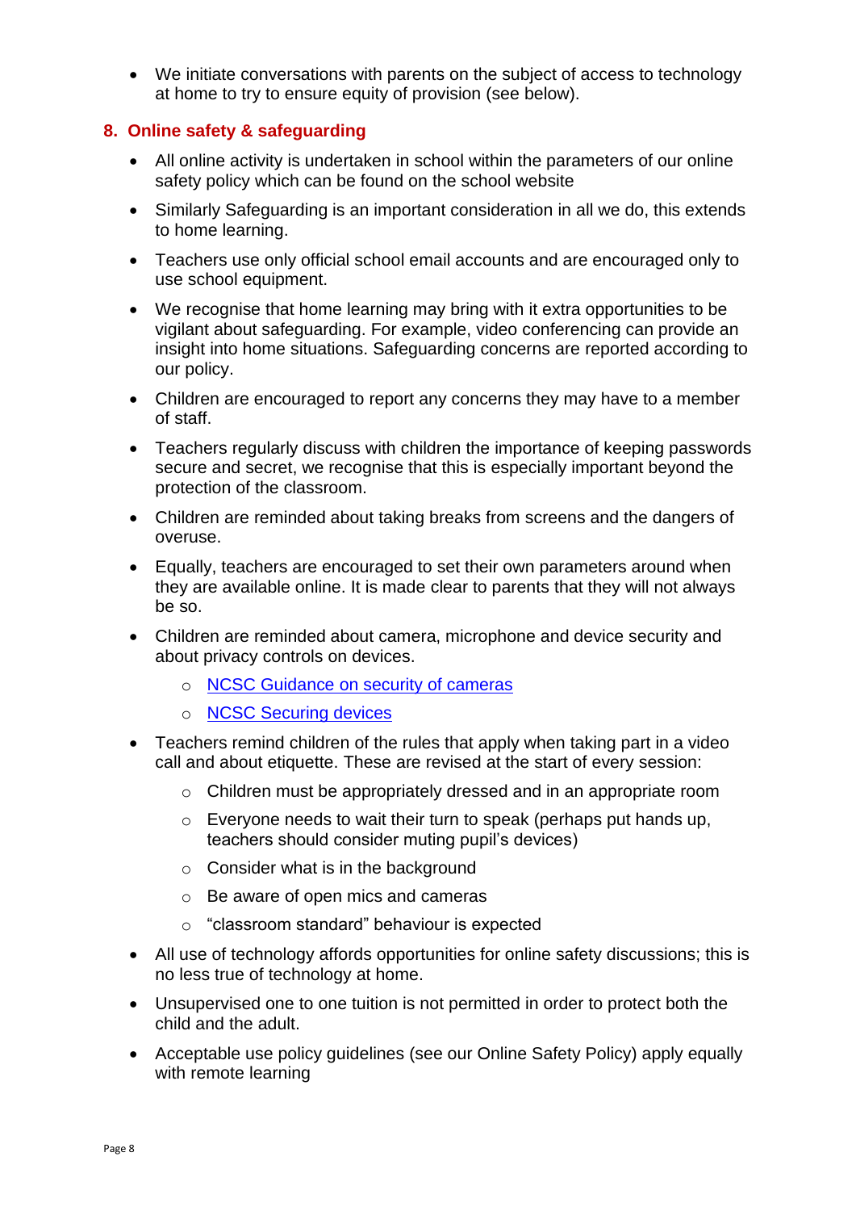- We initiate conversations with parents on the subject of access to technology at home to try to ensure equity of provision (see below).

## 8. Online safety & safeguarding

- All online activity is undertaken in school within the parameters of our online safety policy which can be found on the school website
- Similarly Safeguarding is an important consideration in all we do, this extends to home learning.
- Teachers use only official school email accounts and are encouraged only to use school equipment.
- We recognise that home learning may bring with it extra opportunities to be vigilant about safeguarding. For example, video conferencing can provide an insight into home situations. Safeguarding concerns are reported according to our policy.
- Children are encouraged to report any concerns they may have to a member of staff.
- Teachers regularly discuss with children the importance of keeping passwords secure and secret, we recognise that this is especially important beyond the protection of the classroom.
- Children are reminded about taking breaks from screens and the dangers of overuse.
- Equally, teachers are encouraged to set their own parameters around when they are available online. It is made clear to parents that they will not always be so.
- Children are reminded about camera, microphone and device security and about privacy controls on devices.
  - NCSC Guidance on security of cameras
  - NCSC Securing devices
- Teachers remind children of the rules that apply when taking part in a video call and about etiquette. These are revised at the start of every session:
  - Children must be appropriately dressed and in an appropriate room
  - Everyone needs to wait their turn to speak (perhaps put hands up, teachers should consider muting pupil's devices)
  - Consider what is in the background
  - Be aware of open mics and cameras
  - "classroom standard" behaviour is expected
- All use of technology affords opportunities for online safety discussions; this is no less true of technology at home.
- Unsupervised one to one tuition is not permitted in order to protect both the child and the adult.
- Acceptable use policy guidelines (see our Online Safety Policy) apply equally with remote learning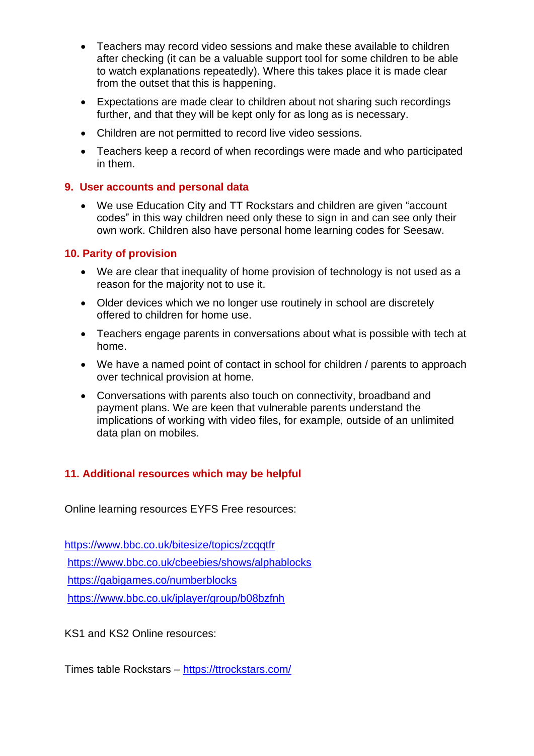- Teachers may record video sessions and make these available to children after checking (it can be a valuable support tool for some children to be able to watch explanations repeatedly). Where this takes place it is made clear from the outset that this is happening.
- Expectations are made clear to children about not sharing such recordings further, and that they will be kept only for as long as is necessary.
- Children are not permitted to record live video sessions.
- Teachers keep a record of when recordings were made and who participated in them.

## 9. User accounts and personal data

- We use Education City and TT Rockstars and children are given "account codes" in this way children need only these to sign in and can see only their own work. Children also have personal home learning codes for Seesaw.

## 10. Parity of provision

- We are clear that inequality of home provision of technology is not used as a reason for the majority not to use it.
- Older devices which we no longer use routinely in school are discretely offered to children for home use.
- Teachers engage parents in conversations about what is possible with tech at home.
- We have a named point of contact in school for children / parents to approach over technical provision at home.
- Conversations with parents also touch on connectivity, broadband and payment plans. We are keen that vulnerable parents understand the implications of working with video files, for example, outside of an unlimited data plan on mobiles.

## 11. Additional resources which may be helpful

Online learning resources EYFS Free resources:

https://www.bbc.co.uk/bitesize/topics/zcqqtfr
https://www.bbc.co.uk/cbeebies/shows/alphablocks
https://gabigames.co/numberblocks
https://www.bbc.co.uk/iplayer/group/b08bzfnh

KS1 and KS2 Online resources:

Times table Rockstars – https://ttrockstars.com/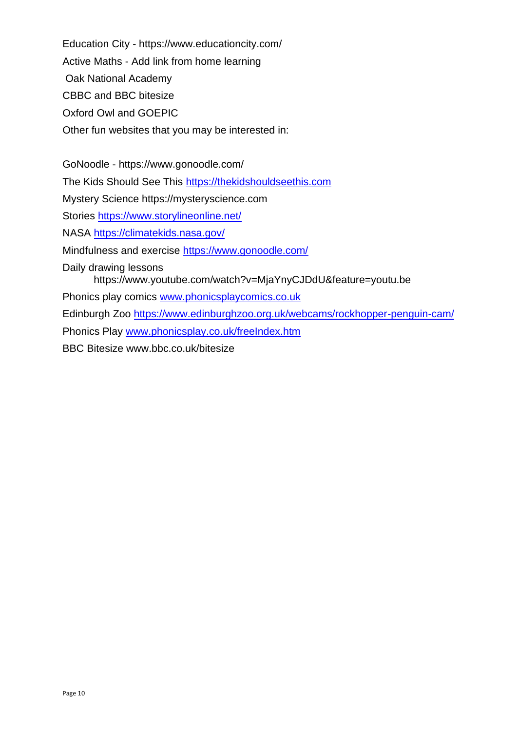Education City - https://www.educationcity.com/

Active Maths - Add link from home learning

Oak National Academy

CBBC and BBC bitesize

Oxford Owl and GOEPIC

Other fun websites that you may be interested in:

GoNoodle - https://www.gonoodle.com/

The Kids Should See This https://thekidshouldseethis.com

Mystery Science https://mysteryscience.com

Stories https://www.storylineonline.net/

NASA https://climatekids.nasa.gov/

Mindfulness and exercise https://www.gonoodle.com/

Daily drawing lessons
https://www.youtube.com/watch?v=MjaYnyCJDdU&feature=youtu.be

Phonics play comics www.phonicsplaycomics.co.uk

Edinburgh Zoo https://www.edinburghzoo.org.uk/webcams/rockhopper-penguin-cam/

Phonics Play www.phonicsplay.co.uk/freeIndex.htm

BBC Bitesize www.bbc.co.uk/bitesize